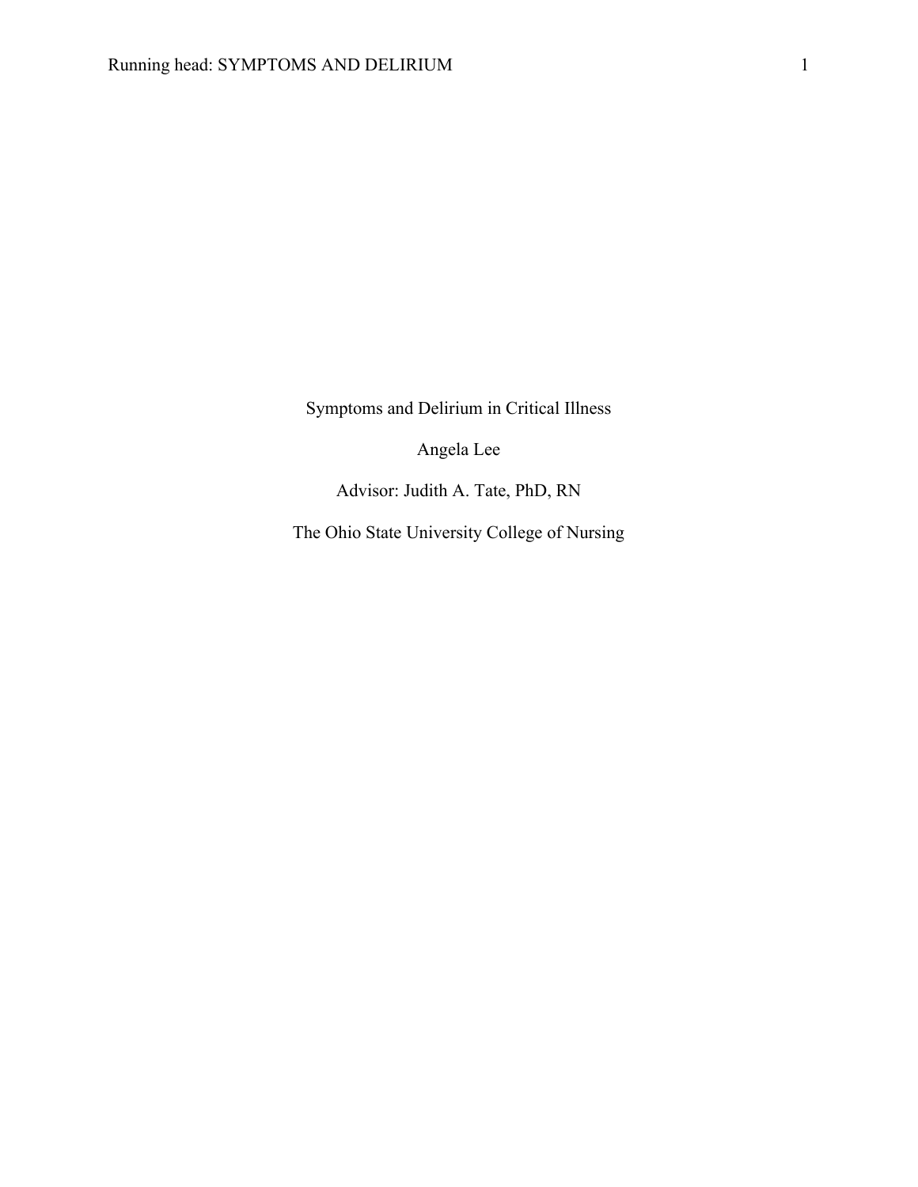# Symptoms and Delirium in Critical Illness

Angela Lee

Advisor: Judith A. Tate, PhD, RN

The Ohio State University College of Nursing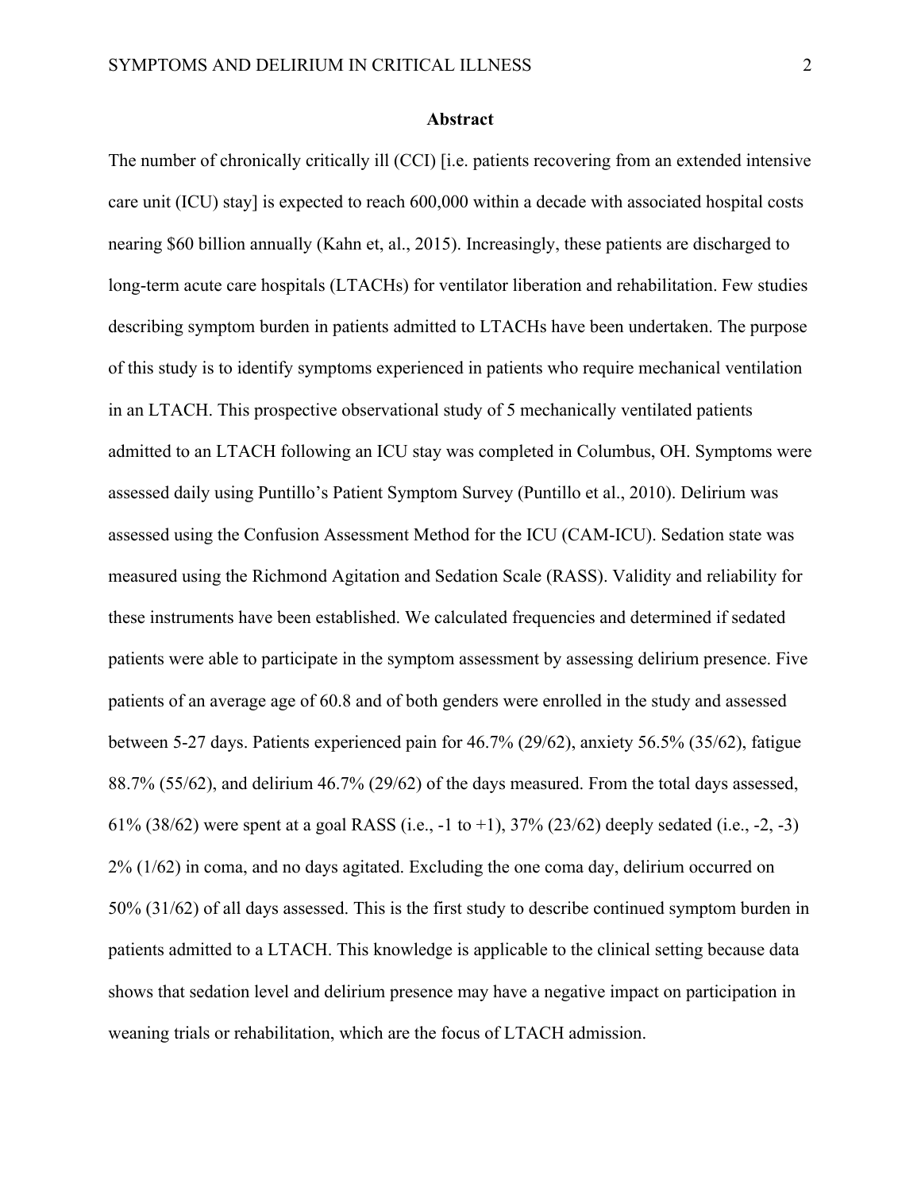# Abstract

The number of chronically critically ill (CCI) [i.e. patients recovering from an extended intensive care unit (ICU) stay] is expected to reach 600,000 within a decade with associated hospital costs nearing $60 billion annually (Kahn et, al., 2015). Increasingly, these patients are discharged to long-term acute care hospitals (LTACHs) for ventilator liberation and rehabilitation. Few studies describing symptom burden in patients admitted to LTACHs have been undertaken. The purpose of this study is to identify symptoms experienced in patients who require mechanical ventilation in an LTACH. This prospective observational study of 5 mechanically ventilated patients admitted to an LTACH following an ICU stay was completed in Columbus, OH. Symptoms were assessed daily using Puntillo's Patient Symptom Survey (Puntillo et al., 2010). Delirium was assessed using the Confusion Assessment Method for the ICU (CAM-ICU). Sedation state was measured using the Richmond Agitation and Sedation Scale (RASS). Validity and reliability for these instruments have been established. We calculated frequencies and determined if sedated patients were able to participate in the symptom assessment by assessing delirium presence. Five patients of an average age of 60.8 and of both genders were enrolled in the study and assessed between 5-27 days. Patients experienced pain for 46.7% (29/62), anxiety 56.5% (35/62), fatigue 88.7% (55/62), and delirium 46.7% (29/62) of the days measured. From the total days assessed, 61% (38/62) were spent at a goal RASS (i.e., -1 to +1), 37% (23/62) deeply sedated (i.e., -2, -3) 2% (1/62) in coma, and no days agitated. Excluding the one coma day, delirium occurred on 50% (31/62) of all days assessed. This is the first study to describe continued symptom burden in patients admitted to a LTACH. This knowledge is applicable to the clinical setting because data shows that sedation level and delirium presence may have a negative impact on participation in weaning trials or rehabilitation, which are the focus of LTACH admission.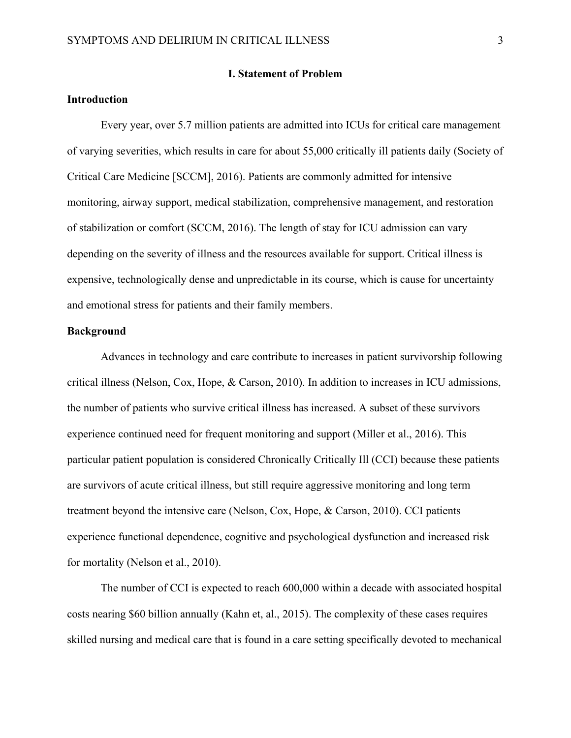## I. Statement of Problem

### Introduction

Every year, over 5.7 million patients are admitted into ICUs for critical care management of varying severities, which results in care for about 55,000 critically ill patients daily (Society of Critical Care Medicine [SCCM], 2016). Patients are commonly admitted for intensive monitoring, airway support, medical stabilization, comprehensive management, and restoration of stabilization or comfort (SCCM, 2016). The length of stay for ICU admission can vary depending on the severity of illness and the resources available for support. Critical illness is expensive, technologically dense and unpredictable in its course, which is cause for uncertainty and emotional stress for patients and their family members.

### Background

Advances in technology and care contribute to increases in patient survivorship following critical illness (Nelson, Cox, Hope, & Carson, 2010). In addition to increases in ICU admissions, the number of patients who survive critical illness has increased. A subset of these survivors experience continued need for frequent monitoring and support (Miller et al., 2016). This particular patient population is considered Chronically Critically Ill (CCI) because these patients are survivors of acute critical illness, but still require aggressive monitoring and long term treatment beyond the intensive care (Nelson, Cox, Hope, & Carson, 2010). CCI patients experience functional dependence, cognitive and psychological dysfunction and increased risk for mortality (Nelson et al., 2010).

The number of CCI is expected to reach 600,000 within a decade with associated hospital costs nearing $60 billion annually (Kahn et, al., 2015). The complexity of these cases requires skilled nursing and medical care that is found in a care setting specifically devoted to mechanical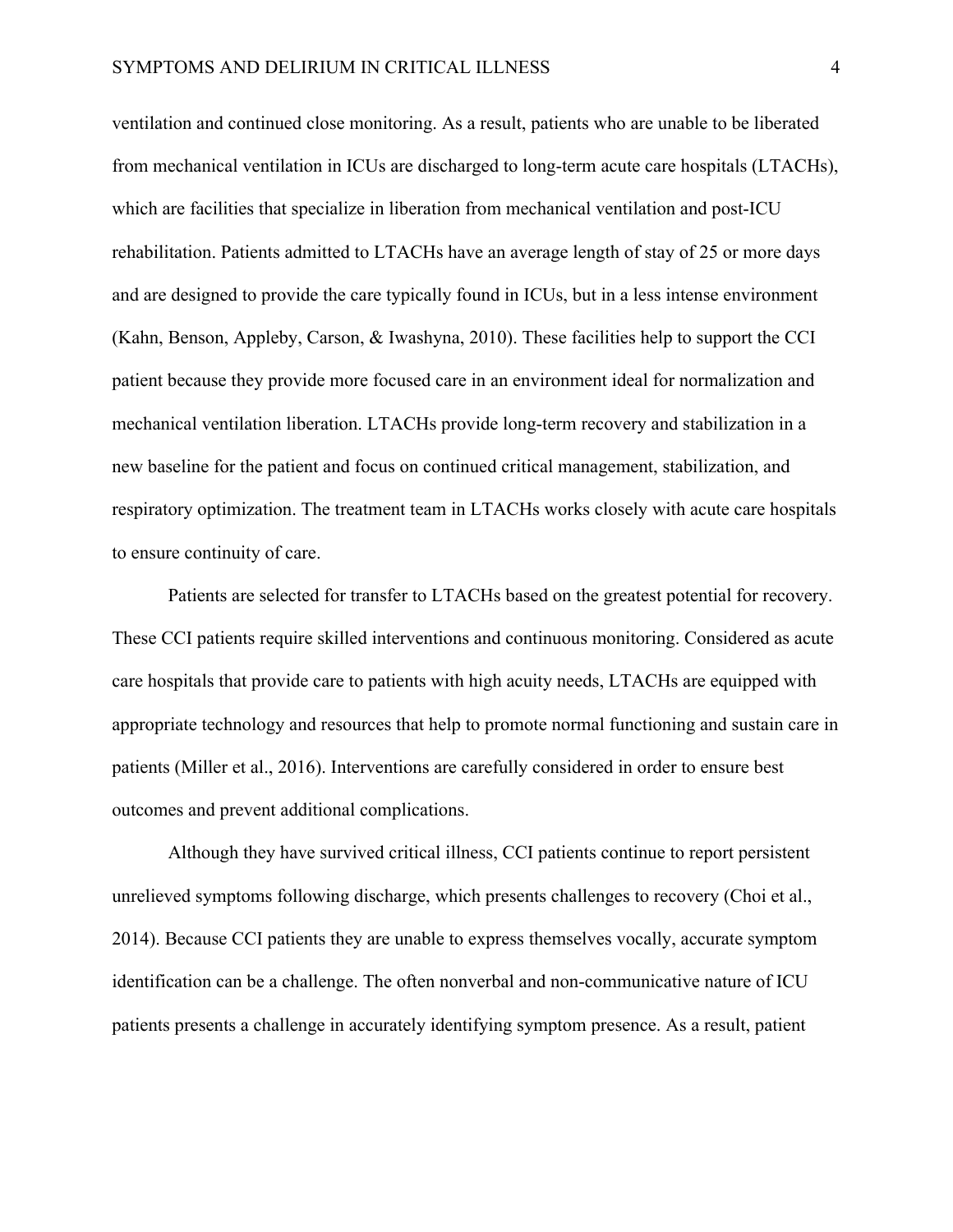ventilation and continued close monitoring. As a result, patients who are unable to be liberated from mechanical ventilation in ICUs are discharged to long-term acute care hospitals (LTACHs), which are facilities that specialize in liberation from mechanical ventilation and post-ICU rehabilitation. Patients admitted to LTACHs have an average length of stay of 25 or more days and are designed to provide the care typically found in ICUs, but in a less intense environment (Kahn, Benson, Appleby, Carson, & Iwashyna, 2010). These facilities help to support the CCI patient because they provide more focused care in an environment ideal for normalization and mechanical ventilation liberation. LTACHs provide long-term recovery and stabilization in a new baseline for the patient and focus on continued critical management, stabilization, and respiratory optimization. The treatment team in LTACHs works closely with acute care hospitals to ensure continuity of care.

Patients are selected for transfer to LTACHs based on the greatest potential for recovery. These CCI patients require skilled interventions and continuous monitoring. Considered as acute care hospitals that provide care to patients with high acuity needs, LTACHs are equipped with appropriate technology and resources that help to promote normal functioning and sustain care in patients (Miller et al., 2016). Interventions are carefully considered in order to ensure best outcomes and prevent additional complications.

Although they have survived critical illness, CCI patients continue to report persistent unrelieved symptoms following discharge, which presents challenges to recovery (Choi et al., 2014). Because CCI patients they are unable to express themselves vocally, accurate symptom identification can be a challenge. The often nonverbal and non-communicative nature of ICU patients presents a challenge in accurately identifying symptom presence. As a result, patient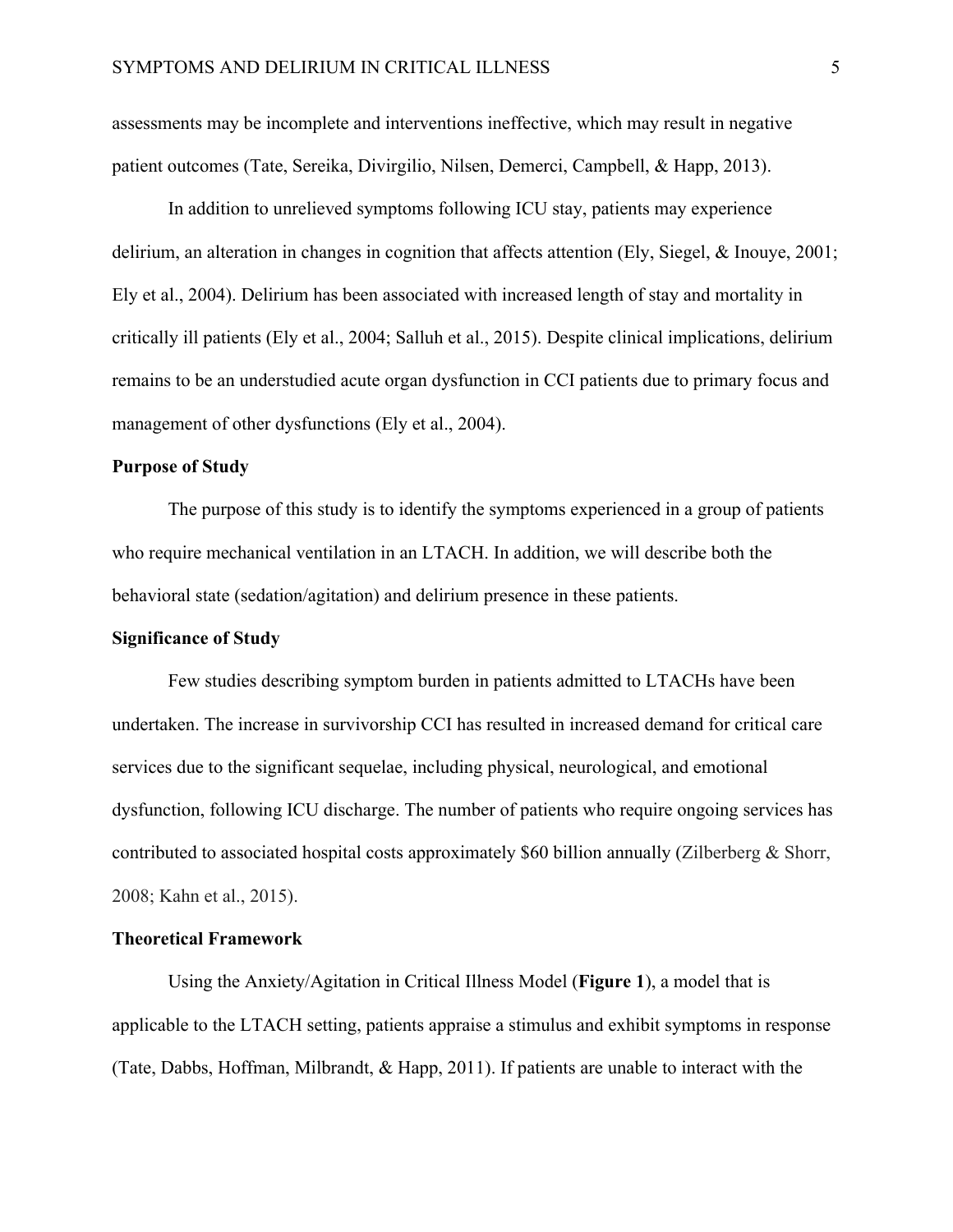assessments may be incomplete and interventions ineffective, which may result in negative patient outcomes (Tate, Sereika, Divirgilio, Nilsen, Demerci, Campbell, & Happ, 2013).

In addition to unrelieved symptoms following ICU stay, patients may experience delirium, an alteration in changes in cognition that affects attention (Ely, Siegel, & Inouye, 2001; Ely et al., 2004). Delirium has been associated with increased length of stay and mortality in critically ill patients (Ely et al., 2004; Salluh et al., 2015). Despite clinical implications, delirium remains to be an understudied acute organ dysfunction in CCI patients due to primary focus and management of other dysfunctions (Ely et al., 2004).

**Purpose of Study**

The purpose of this study is to identify the symptoms experienced in a group of patients who require mechanical ventilation in an LTACH. In addition, we will describe both the behavioral state (sedation/agitation) and delirium presence in these patients.

**Significance of Study**

Few studies describing symptom burden in patients admitted to LTACHs have been undertaken. The increase in survivorship CCI has resulted in increased demand for critical care services due to the significant sequelae, including physical, neurological, and emotional dysfunction, following ICU discharge. The number of patients who require ongoing services has contributed to associated hospital costs approximately $60 billion annually (Zilberberg & Shorr, 2008; Kahn et al., 2015).

**Theoretical Framework**

Using the Anxiety/Agitation in Critical Illness Model (**Figure 1**), a model that is applicable to the LTACH setting, patients appraise a stimulus and exhibit symptoms in response (Tate, Dabbs, Hoffman, Milbrandt, & Happ, 2011). If patients are unable to interact with the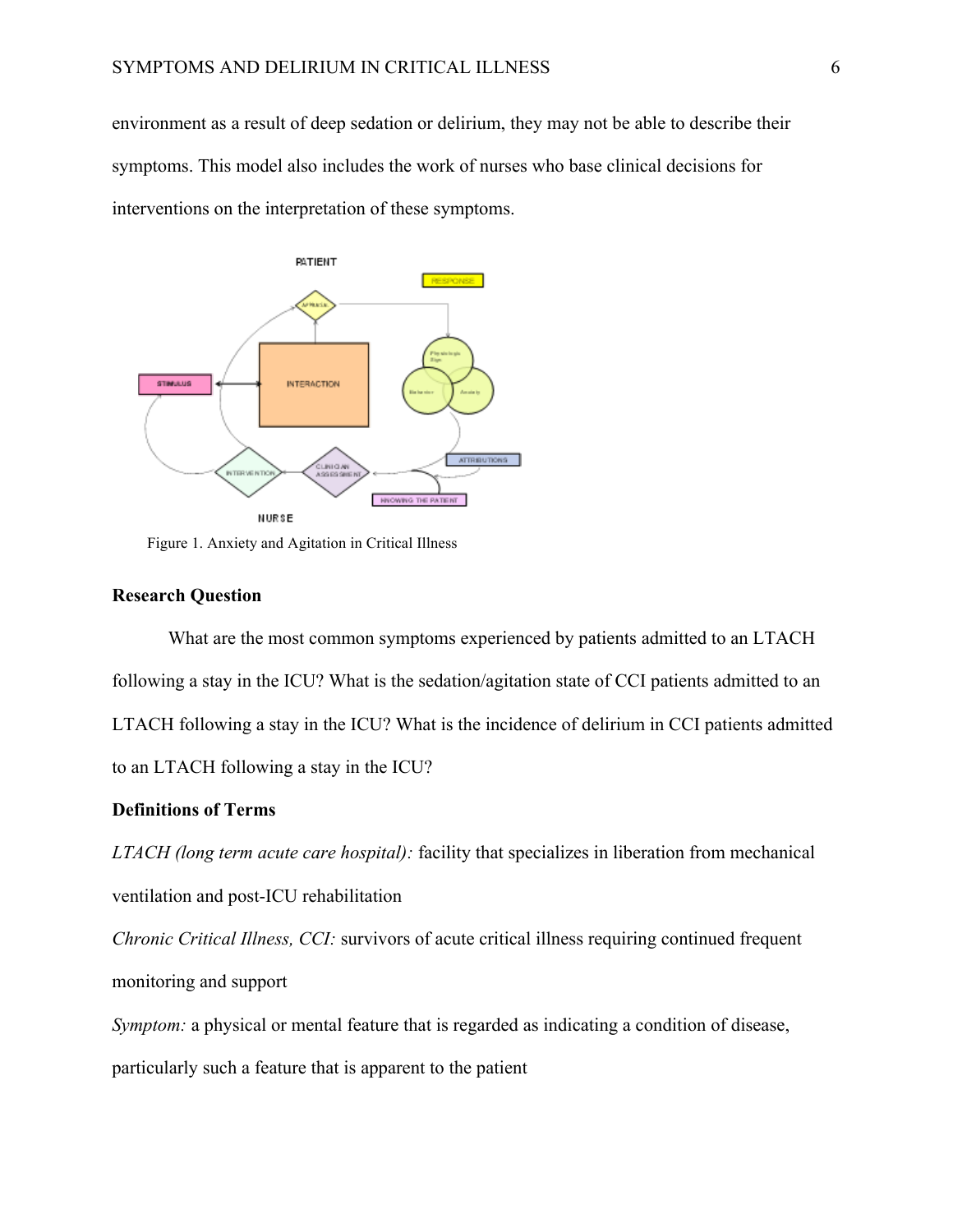environment as a result of deep sedation or delirium, they may not be able to describe their symptoms. This model also includes the work of nurses who base clinical decisions for interventions on the interpretation of these symptoms.

Figure 1. Anxiety and Agitation in Critical Illness

**Research Question**

What are the most common symptoms experienced by patients admitted to an LTACH following a stay in the ICU? What is the sedation/agitation state of CCI patients admitted to an LTACH following a stay in the ICU? What is the incidence of delirium in CCI patients admitted to an LTACH following a stay in the ICU?

**Definitions of Terms**

*LTACH (long term acute care hospital):* facility that specializes in liberation from mechanical ventilation and post-ICU rehabilitation

*Chronic Critical Illness, CCI:* survivors of acute critical illness requiring continued frequent monitoring and support

*Symptom:* a physical or mental feature that is regarded as indicating a condition of disease, particularly such a feature that is apparent to the patient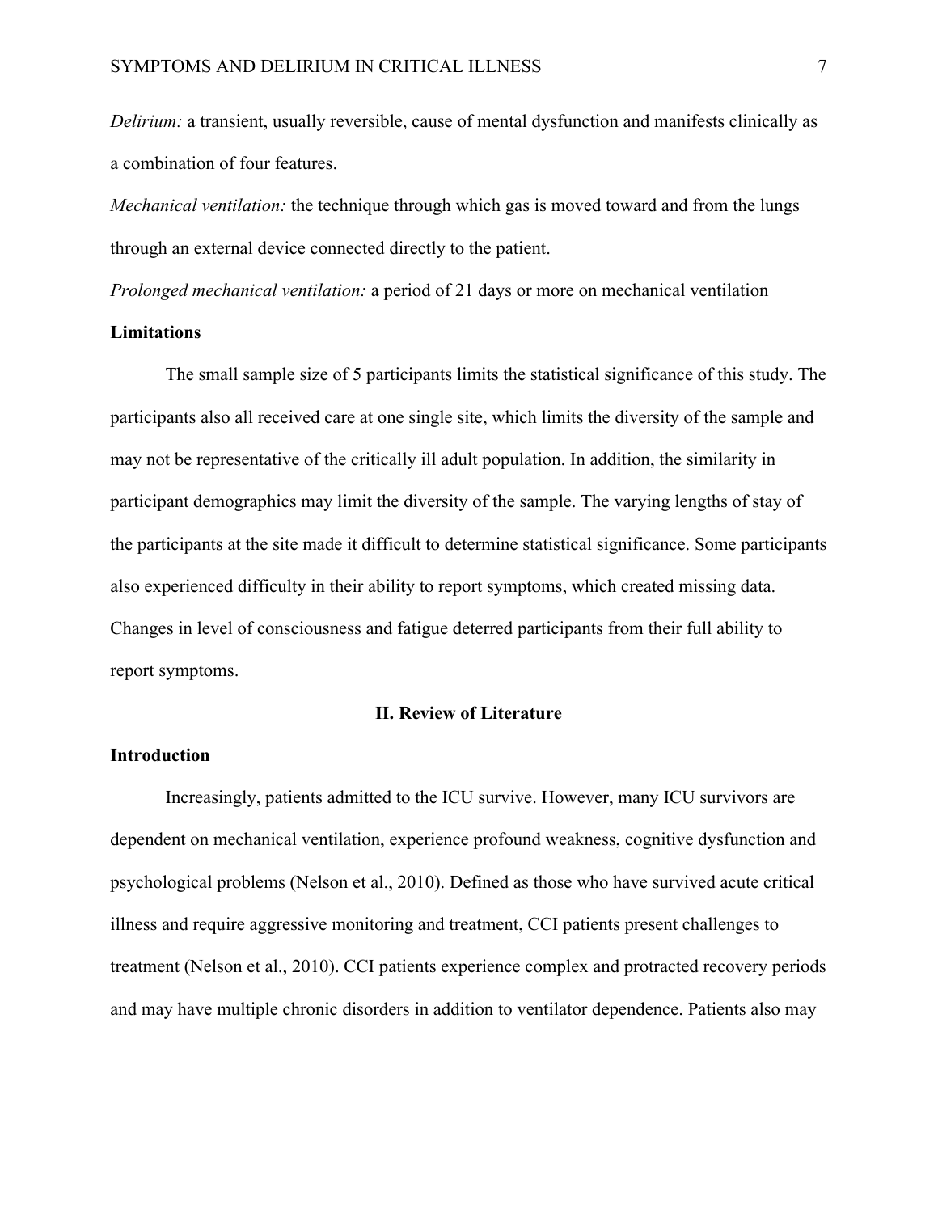*Delirium:* a transient, usually reversible, cause of mental dysfunction and manifests clinically as a combination of four features.

*Mechanical ventilation:* the technique through which gas is moved toward and from the lungs through an external device connected directly to the patient.

*Prolonged mechanical ventilation:* a period of 21 days or more on mechanical ventilation

**Limitations**

The small sample size of 5 participants limits the statistical significance of this study. The participants also all received care at one single site, which limits the diversity of the sample and may not be representative of the critically ill adult population. In addition, the similarity in participant demographics may limit the diversity of the sample. The varying lengths of stay of the participants at the site made it difficult to determine statistical significance. Some participants also experienced difficulty in their ability to report symptoms, which created missing data. Changes in level of consciousness and fatigue deterred participants from their full ability to report symptoms.

## II. Review of Literature

**Introduction**

Increasingly, patients admitted to the ICU survive. However, many ICU survivors are dependent on mechanical ventilation, experience profound weakness, cognitive dysfunction and psychological problems (Nelson et al., 2010). Defined as those who have survived acute critical illness and require aggressive monitoring and treatment, CCI patients present challenges to treatment (Nelson et al., 2010). CCI patients experience complex and protracted recovery periods and may have multiple chronic disorders in addition to ventilator dependence. Patients also may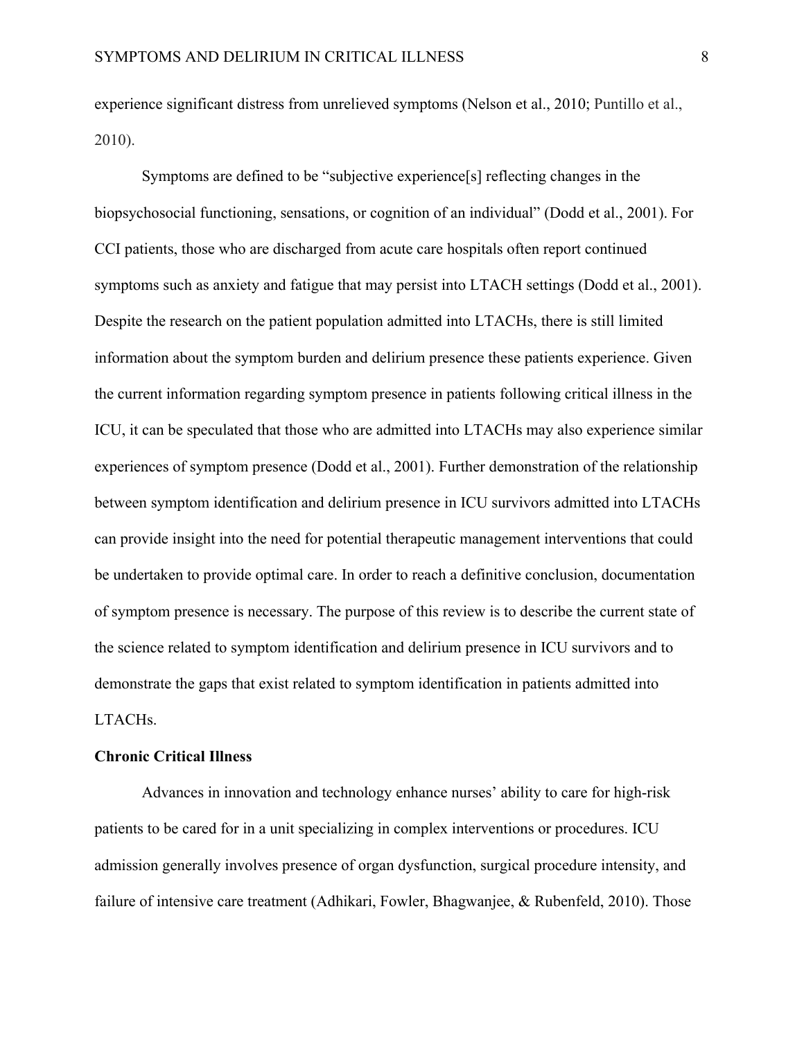experience significant distress from unrelieved symptoms (Nelson et al., 2010; Puntillo et al., 2010).

Symptoms are defined to be "subjective experience[s] reflecting changes in the biopsychosocial functioning, sensations, or cognition of an individual" (Dodd et al., 2001). For CCI patients, those who are discharged from acute care hospitals often report continued symptoms such as anxiety and fatigue that may persist into LTACH settings (Dodd et al., 2001). Despite the research on the patient population admitted into LTACHs, there is still limited information about the symptom burden and delirium presence these patients experience. Given the current information regarding symptom presence in patients following critical illness in the ICU, it can be speculated that those who are admitted into LTACHs may also experience similar experiences of symptom presence (Dodd et al., 2001). Further demonstration of the relationship between symptom identification and delirium presence in ICU survivors admitted into LTACHs can provide insight into the need for potential therapeutic management interventions that could be undertaken to provide optimal care. In order to reach a definitive conclusion, documentation of symptom presence is necessary. The purpose of this review is to describe the current state of the science related to symptom identification and delirium presence in ICU survivors and to demonstrate the gaps that exist related to symptom identification in patients admitted into LTACHs.

**Chronic Critical Illness**

Advances in innovation and technology enhance nurses' ability to care for high-risk patients to be cared for in a unit specializing in complex interventions or procedures. ICU admission generally involves presence of organ dysfunction, surgical procedure intensity, and failure of intensive care treatment (Adhikari, Fowler, Bhagwanjee, & Rubenfeld, 2010). Those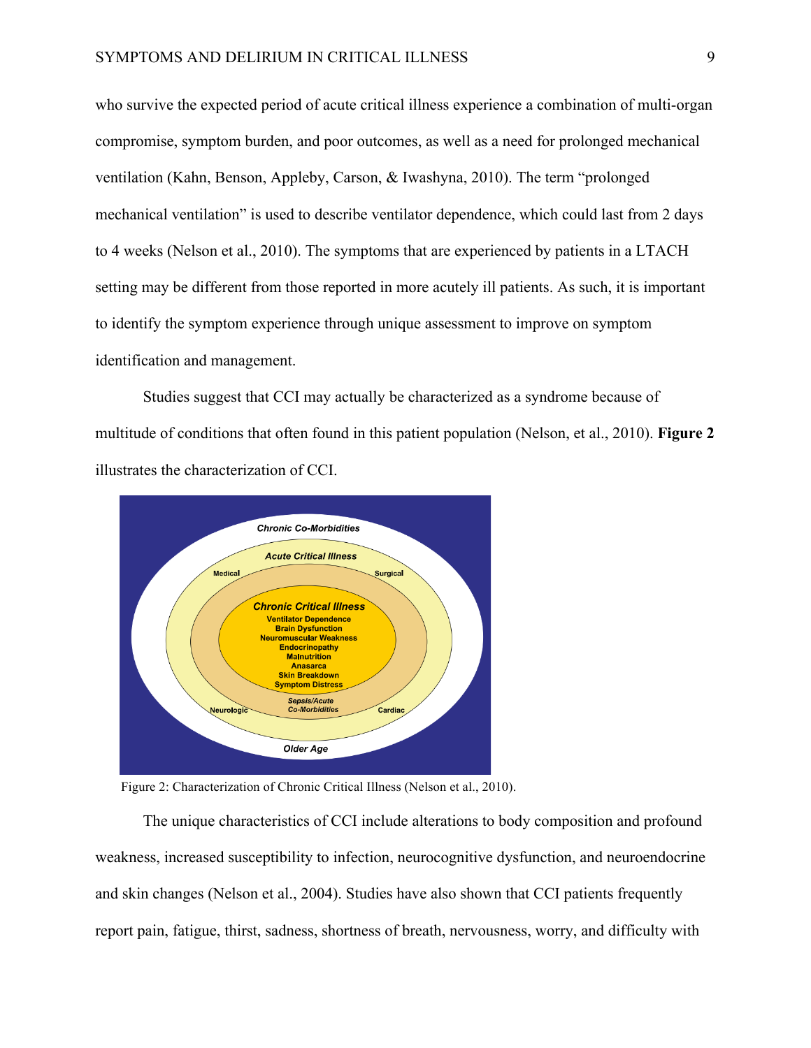who survive the expected period of acute critical illness experience a combination of multi-organ compromise, symptom burden, and poor outcomes, as well as a need for prolonged mechanical ventilation (Kahn, Benson, Appleby, Carson, & Iwashyna, 2010). The term "prolonged mechanical ventilation" is used to describe ventilator dependence, which could last from 2 days to 4 weeks (Nelson et al., 2010). The symptoms that are experienced by patients in a LTACH setting may be different from those reported in more acutely ill patients. As such, it is important to identify the symptom experience through unique assessment to improve on symptom identification and management.

Studies suggest that CCI may actually be characterized as a syndrome because of multitude of conditions that often found in this patient population (Nelson, et al., 2010). **Figure 2** illustrates the characterization of CCI.

Figure 2: Characterization of Chronic Critical Illness (Nelson et al., 2010).

The unique characteristics of CCI include alterations to body composition and profound weakness, increased susceptibility to infection, neurocognitive dysfunction, and neuroendocrine and skin changes (Nelson et al., 2004). Studies have also shown that CCI patients frequently report pain, fatigue, thirst, sadness, shortness of breath, nervousness, worry, and difficulty with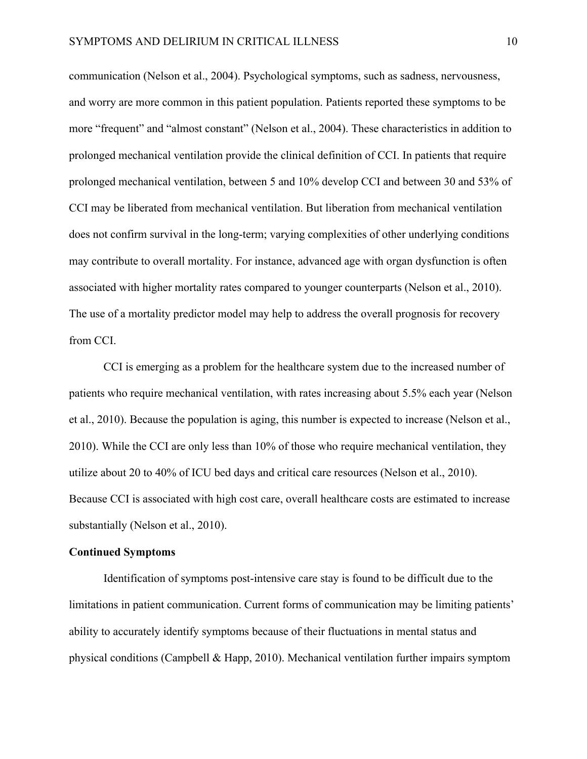communication (Nelson et al., 2004). Psychological symptoms, such as sadness, nervousness, and worry are more common in this patient population. Patients reported these symptoms to be more "frequent" and "almost constant" (Nelson et al., 2004). These characteristics in addition to prolonged mechanical ventilation provide the clinical definition of CCI. In patients that require prolonged mechanical ventilation, between 5 and 10% develop CCI and between 30 and 53% of CCI may be liberated from mechanical ventilation. But liberation from mechanical ventilation does not confirm survival in the long-term; varying complexities of other underlying conditions may contribute to overall mortality. For instance, advanced age with organ dysfunction is often associated with higher mortality rates compared to younger counterparts (Nelson et al., 2010). The use of a mortality predictor model may help to address the overall prognosis for recovery from CCI.

CCI is emerging as a problem for the healthcare system due to the increased number of patients who require mechanical ventilation, with rates increasing about 5.5% each year (Nelson et al., 2010). Because the population is aging, this number is expected to increase (Nelson et al., 2010). While the CCI are only less than 10% of those who require mechanical ventilation, they utilize about 20 to 40% of ICU bed days and critical care resources (Nelson et al., 2010). Because CCI is associated with high cost care, overall healthcare costs are estimated to increase substantially (Nelson et al., 2010).

**Continued Symptoms**

Identification of symptoms post-intensive care stay is found to be difficult due to the limitations in patient communication. Current forms of communication may be limiting patients' ability to accurately identify symptoms because of their fluctuations in mental status and physical conditions (Campbell & Happ, 2010). Mechanical ventilation further impairs symptom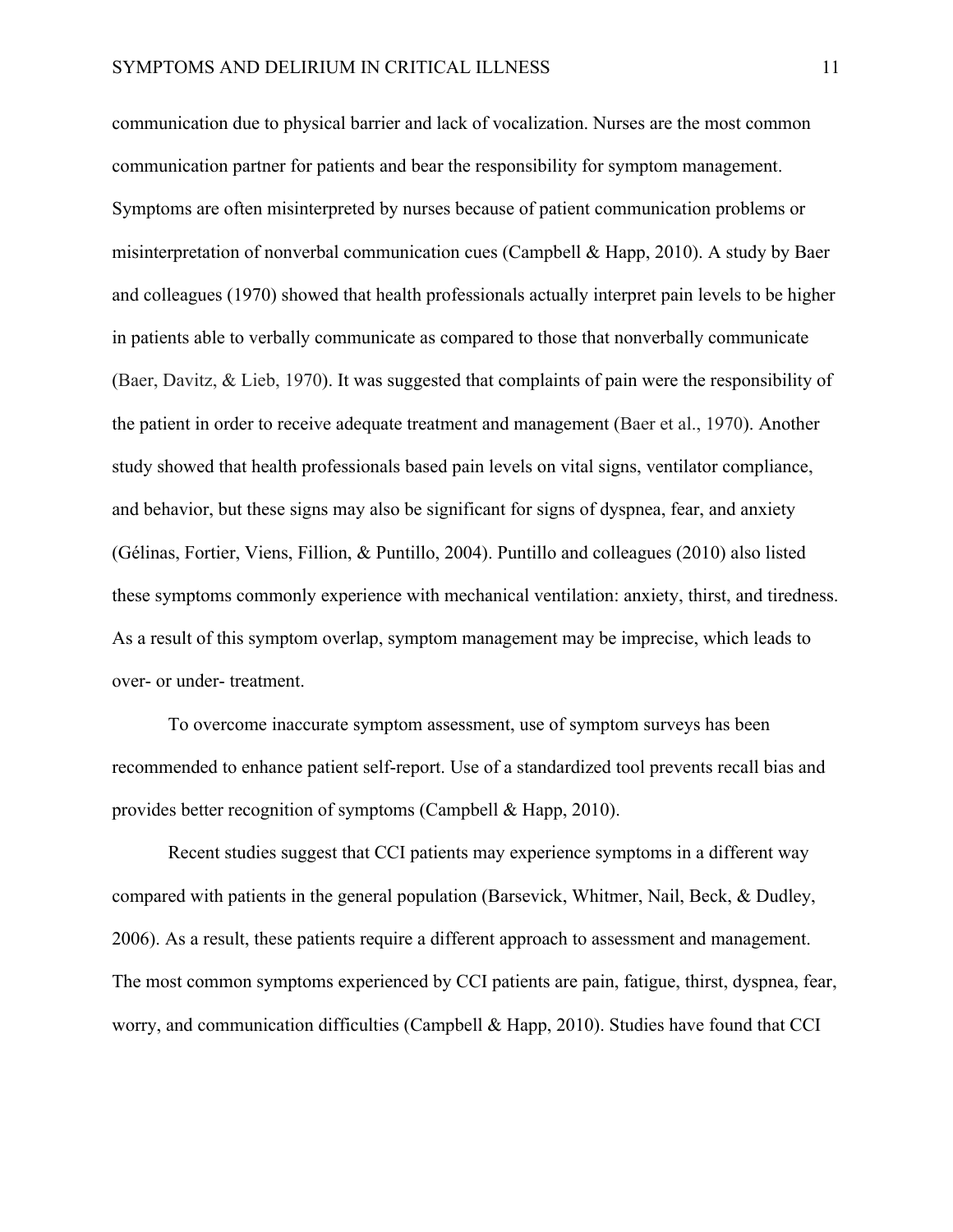communication due to physical barrier and lack of vocalization. Nurses are the most common communication partner for patients and bear the responsibility for symptom management. Symptoms are often misinterpreted by nurses because of patient communication problems or misinterpretation of nonverbal communication cues (Campbell & Happ, 2010). A study by Baer and colleagues (1970) showed that health professionals actually interpret pain levels to be higher in patients able to verbally communicate as compared to those that nonverbally communicate (Baer, Davitz, & Lieb, 1970). It was suggested that complaints of pain were the responsibility of the patient in order to receive adequate treatment and management (Baer et al., 1970). Another study showed that health professionals based pain levels on vital signs, ventilator compliance, and behavior, but these signs may also be significant for signs of dyspnea, fear, and anxiety (Gélinas, Fortier, Viens, Fillion, & Puntillo, 2004). Puntillo and colleagues (2010) also listed these symptoms commonly experience with mechanical ventilation: anxiety, thirst, and tiredness. As a result of this symptom overlap, symptom management may be imprecise, which leads to over- or under- treatment.

To overcome inaccurate symptom assessment, use of symptom surveys has been recommended to enhance patient self-report. Use of a standardized tool prevents recall bias and provides better recognition of symptoms (Campbell & Happ, 2010).

Recent studies suggest that CCI patients may experience symptoms in a different way compared with patients in the general population (Barsevick, Whitmer, Nail, Beck, & Dudley, 2006). As a result, these patients require a different approach to assessment and management. The most common symptoms experienced by CCI patients are pain, fatigue, thirst, dyspnea, fear, worry, and communication difficulties (Campbell & Happ, 2010). Studies have found that CCI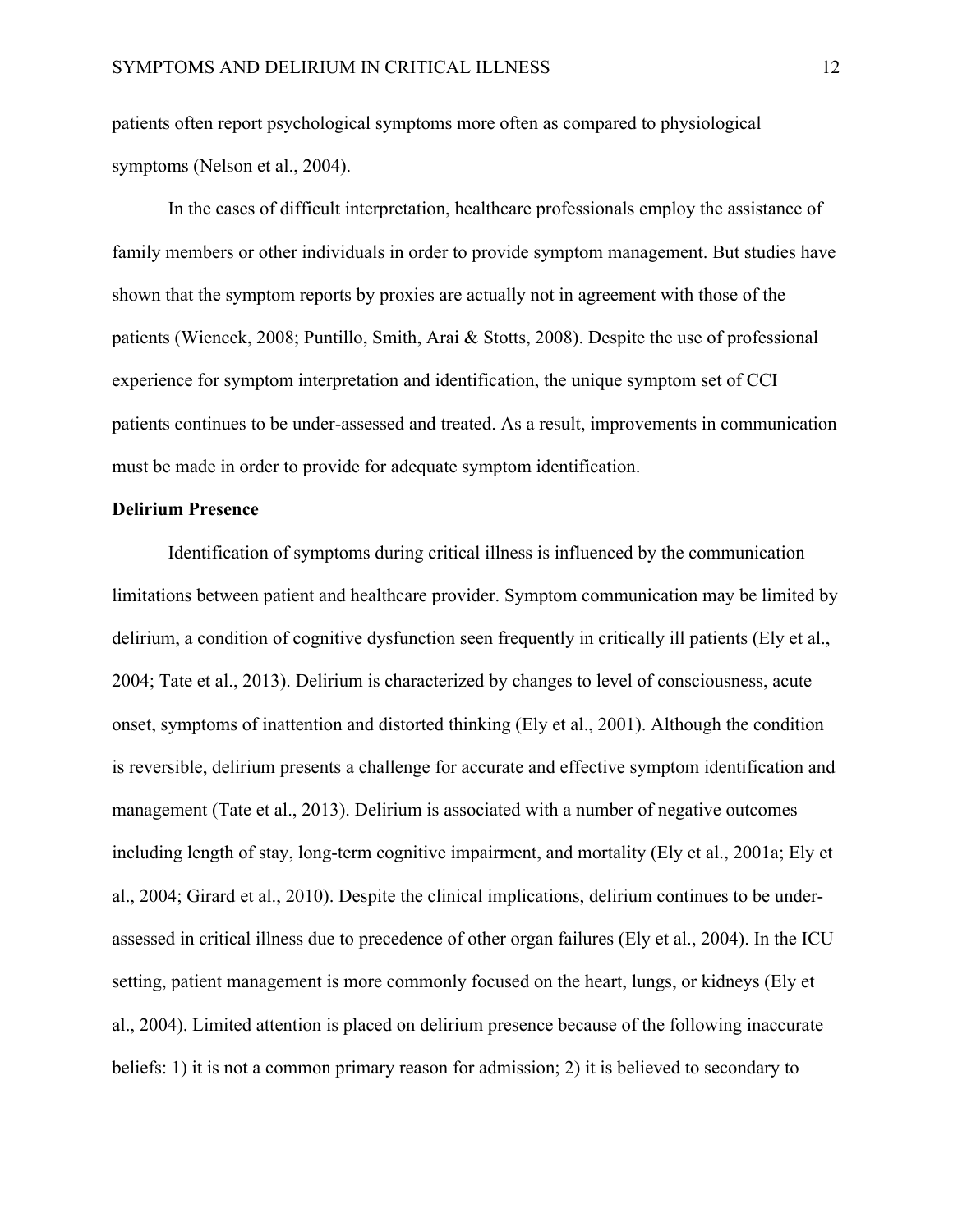patients often report psychological symptoms more often as compared to physiological symptoms (Nelson et al., 2004).

In the cases of difficult interpretation, healthcare professionals employ the assistance of family members or other individuals in order to provide symptom management. But studies have shown that the symptom reports by proxies are actually not in agreement with those of the patients (Wiencek, 2008; Puntillo, Smith, Arai & Stotts, 2008). Despite the use of professional experience for symptom interpretation and identification, the unique symptom set of CCI patients continues to be under-assessed and treated. As a result, improvements in communication must be made in order to provide for adequate symptom identification.

**Delirium Presence**

Identification of symptoms during critical illness is influenced by the communication limitations between patient and healthcare provider. Symptom communication may be limited by delirium, a condition of cognitive dysfunction seen frequently in critically ill patients (Ely et al., 2004; Tate et al., 2013). Delirium is characterized by changes to level of consciousness, acute onset, symptoms of inattention and distorted thinking (Ely et al., 2001). Although the condition is reversible, delirium presents a challenge for accurate and effective symptom identification and management (Tate et al., 2013). Delirium is associated with a number of negative outcomes including length of stay, long-term cognitive impairment, and mortality (Ely et al., 2001a; Ely et al., 2004; Girard et al., 2010). Despite the clinical implications, delirium continues to be under-assessed in critical illness due to precedence of other organ failures (Ely et al., 2004). In the ICU setting, patient management is more commonly focused on the heart, lungs, or kidneys (Ely et al., 2004). Limited attention is placed on delirium presence because of the following inaccurate beliefs: 1) it is not a common primary reason for admission; 2) it is believed to secondary to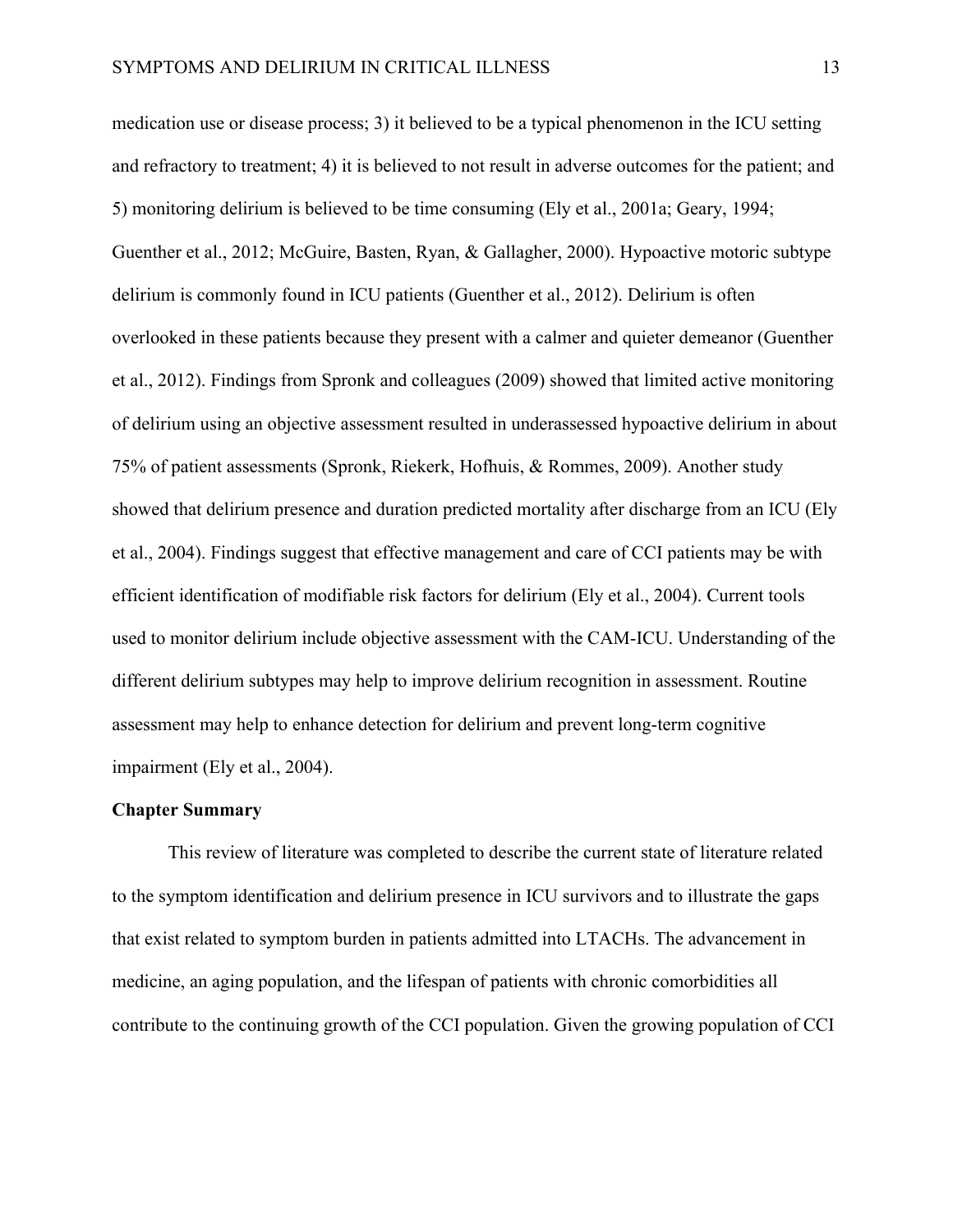medication use or disease process; 3) it believed to be a typical phenomenon in the ICU setting and refractory to treatment; 4) it is believed to not result in adverse outcomes for the patient; and 5) monitoring delirium is believed to be time consuming (Ely et al., 2001a; Geary, 1994; Guenther et al., 2012; McGuire, Basten, Ryan, & Gallagher, 2000). Hypoactive motoric subtype delirium is commonly found in ICU patients (Guenther et al., 2012). Delirium is often overlooked in these patients because they present with a calmer and quieter demeanor (Guenther et al., 2012). Findings from Spronk and colleagues (2009) showed that limited active monitoring of delirium using an objective assessment resulted in underassessed hypoactive delirium in about 75% of patient assessments (Spronk, Riekerk, Hofhuis, & Rommes, 2009). Another study showed that delirium presence and duration predicted mortality after discharge from an ICU (Ely et al., 2004). Findings suggest that effective management and care of CCI patients may be with efficient identification of modifiable risk factors for delirium (Ely et al., 2004). Current tools used to monitor delirium include objective assessment with the CAM-ICU. Understanding of the different delirium subtypes may help to improve delirium recognition in assessment. Routine assessment may help to enhance detection for delirium and prevent long-term cognitive impairment (Ely et al., 2004).

**Chapter Summary**

This review of literature was completed to describe the current state of literature related to the symptom identification and delirium presence in ICU survivors and to illustrate the gaps that exist related to symptom burden in patients admitted into LTACHs. The advancement in medicine, an aging population, and the lifespan of patients with chronic comorbidities all contribute to the continuing growth of the CCI population. Given the growing population of CCI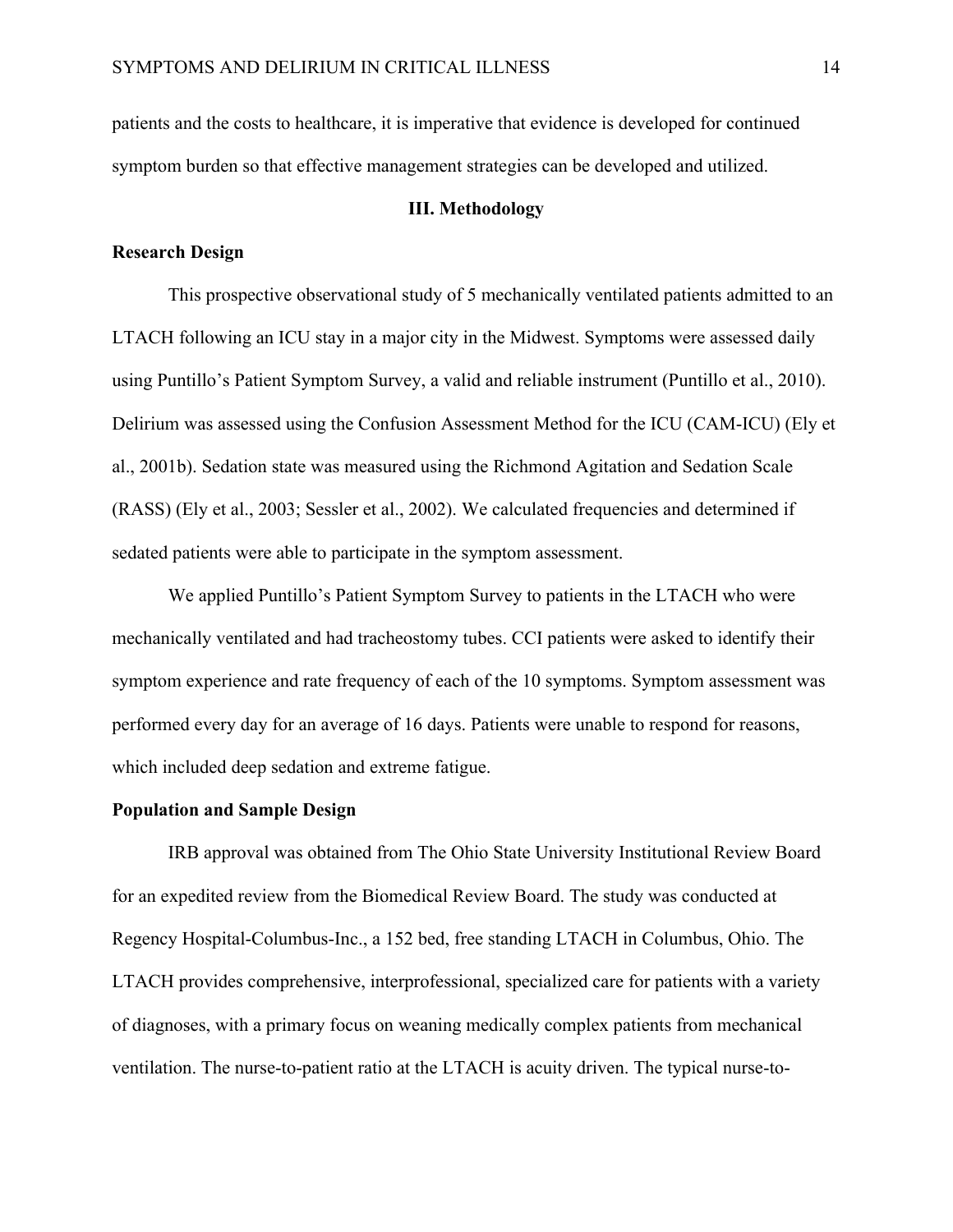patients and the costs to healthcare, it is imperative that evidence is developed for continued symptom burden so that effective management strategies can be developed and utilized.

## III. Methodology

### Research Design

This prospective observational study of 5 mechanically ventilated patients admitted to an LTACH following an ICU stay in a major city in the Midwest. Symptoms were assessed daily using Puntillo's Patient Symptom Survey, a valid and reliable instrument (Puntillo et al., 2010). Delirium was assessed using the Confusion Assessment Method for the ICU (CAM-ICU) (Ely et al., 2001b). Sedation state was measured using the Richmond Agitation and Sedation Scale (RASS) (Ely et al., 2003; Sessler et al., 2002). We calculated frequencies and determined if sedated patients were able to participate in the symptom assessment.

We applied Puntillo's Patient Symptom Survey to patients in the LTACH who were mechanically ventilated and had tracheostomy tubes. CCI patients were asked to identify their symptom experience and rate frequency of each of the 10 symptoms. Symptom assessment was performed every day for an average of 16 days. Patients were unable to respond for reasons, which included deep sedation and extreme fatigue.

### Population and Sample Design

IRB approval was obtained from The Ohio State University Institutional Review Board for an expedited review from the Biomedical Review Board. The study was conducted at Regency Hospital-Columbus-Inc., a 152 bed, free standing LTACH in Columbus, Ohio. The LTACH provides comprehensive, interprofessional, specialized care for patients with a variety of diagnoses, with a primary focus on weaning medically complex patients from mechanical ventilation. The nurse-to-patient ratio at the LTACH is acuity driven. The typical nurse-to-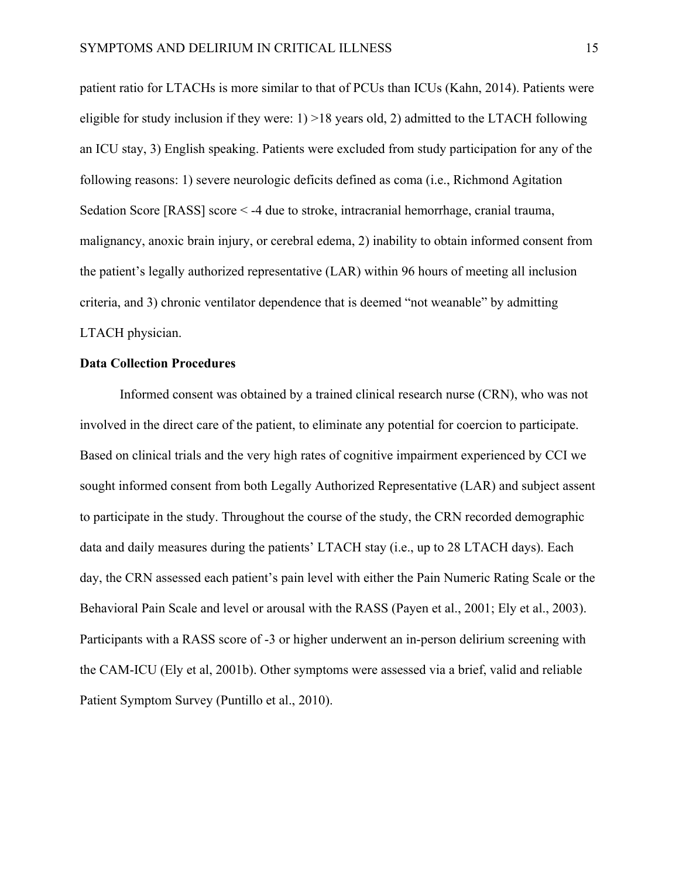patient ratio for LTACHs is more similar to that of PCUs than ICUs (Kahn, 2014). Patients were eligible for study inclusion if they were: 1) >18 years old, 2) admitted to the LTACH following an ICU stay, 3) English speaking. Patients were excluded from study participation for any of the following reasons: 1) severe neurologic deficits defined as coma (i.e., Richmond Agitation Sedation Score [RASS] score < -4 due to stroke, intracranial hemorrhage, cranial trauma, malignancy, anoxic brain injury, or cerebral edema, 2) inability to obtain informed consent from the patient's legally authorized representative (LAR) within 96 hours of meeting all inclusion criteria, and 3) chronic ventilator dependence that is deemed "not weanable" by admitting LTACH physician.

**Data Collection Procedures**

Informed consent was obtained by a trained clinical research nurse (CRN), who was not involved in the direct care of the patient, to eliminate any potential for coercion to participate. Based on clinical trials and the very high rates of cognitive impairment experienced by CCI we sought informed consent from both Legally Authorized Representative (LAR) and subject assent to participate in the study. Throughout the course of the study, the CRN recorded demographic data and daily measures during the patients' LTACH stay (i.e., up to 28 LTACH days). Each day, the CRN assessed each patient's pain level with either the Pain Numeric Rating Scale or the Behavioral Pain Scale and level or arousal with the RASS (Payen et al., 2001; Ely et al., 2003). Participants with a RASS score of -3 or higher underwent an in-person delirium screening with the CAM-ICU (Ely et al, 2001b). Other symptoms were assessed via a brief, valid and reliable Patient Symptom Survey (Puntillo et al., 2010).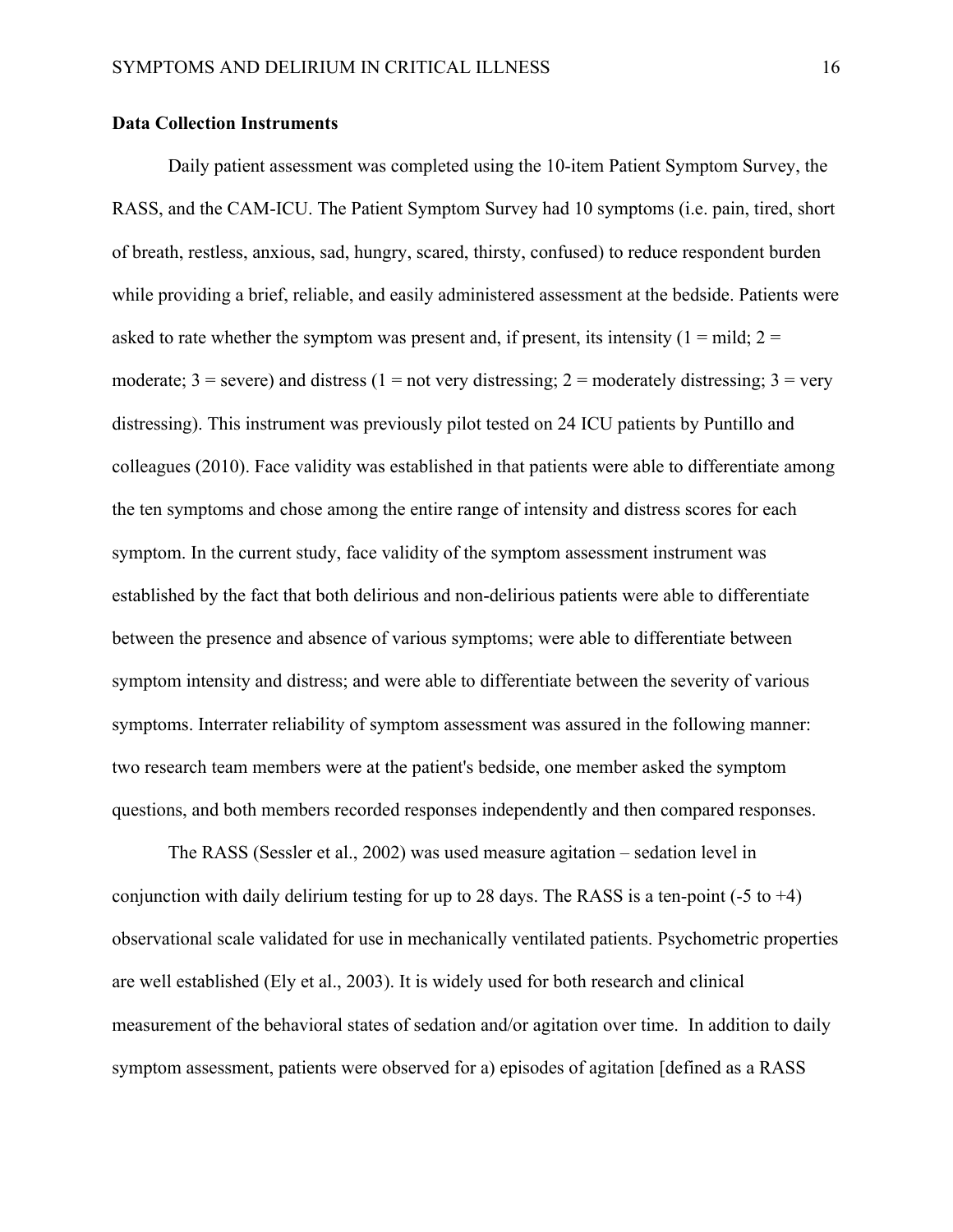**Data Collection Instruments**

Daily patient assessment was completed using the 10-item Patient Symptom Survey, the RASS, and the CAM-ICU. The Patient Symptom Survey had 10 symptoms (i.e. pain, tired, short of breath, restless, anxious, sad, hungry, scared, thirsty, confused) to reduce respondent burden while providing a brief, reliable, and easily administered assessment at the bedside. Patients were asked to rate whether the symptom was present and, if present, its intensity (1 = mild; 2 = moderate; 3 = severe) and distress (1 = not very distressing; 2 = moderately distressing; 3 = very distressing). This instrument was previously pilot tested on 24 ICU patients by Puntillo and colleagues (2010). Face validity was established in that patients were able to differentiate among the ten symptoms and chose among the entire range of intensity and distress scores for each symptom. In the current study, face validity of the symptom assessment instrument was established by the fact that both delirious and non-delirious patients were able to differentiate between the presence and absence of various symptoms; were able to differentiate between symptom intensity and distress; and were able to differentiate between the severity of various symptoms. Interrater reliability of symptom assessment was assured in the following manner: two research team members were at the patient's bedside, one member asked the symptom questions, and both members recorded responses independently and then compared responses.

The RASS (Sessler et al., 2002) was used measure agitation – sedation level in conjunction with daily delirium testing for up to 28 days. The RASS is a ten-point (-5 to +4) observational scale validated for use in mechanically ventilated patients. Psychometric properties are well established (Ely et al., 2003). It is widely used for both research and clinical measurement of the behavioral states of sedation and/or agitation over time. In addition to daily symptom assessment, patients were observed for a) episodes of agitation [defined as a RASS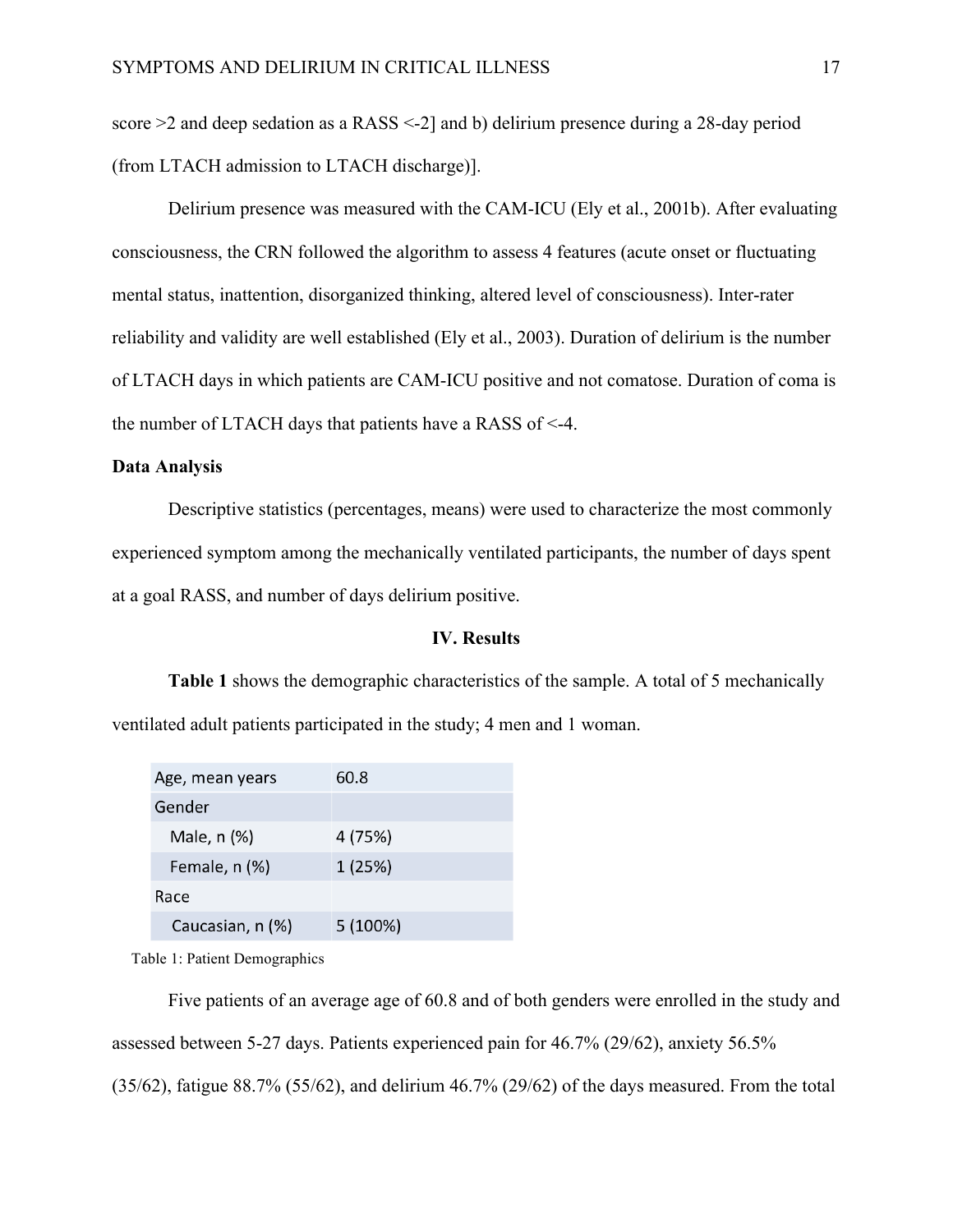score >2 and deep sedation as a RASS <-2] and b) delirium presence during a 28-day period (from LTACH admission to LTACH discharge)].

Delirium presence was measured with the CAM-ICU (Ely et al., 2001b). After evaluating consciousness, the CRN followed the algorithm to assess 4 features (acute onset or fluctuating mental status, inattention, disorganized thinking, altered level of consciousness). Inter-rater reliability and validity are well established (Ely et al., 2003). Duration of delirium is the number of LTACH days in which patients are CAM-ICU positive and not comatose. Duration of coma is the number of LTACH days that patients have a RASS of <-4.

**Data Analysis**

Descriptive statistics (percentages, means) were used to characterize the most commonly experienced symptom among the mechanically ventilated participants, the number of days spent at a goal RASS, and number of days delirium positive.

## IV. Results

**Table 1** shows the demographic characteristics of the sample. A total of 5 mechanically ventilated adult patients participated in the study; 4 men and 1 woman.

| Age, mean years | 60.8 |
|---|---|
| Gender | |
| Male, n (%) | 4 (75%) |
| Female, n (%) | 1 (25%) |
| Race | |
| Caucasian, n (%) | 5 (100%) |

Table 1: Patient Demographics

Five patients of an average age of 60.8 and of both genders were enrolled in the study and assessed between 5-27 days. Patients experienced pain for 46.7% (29/62), anxiety 56.5% (35/62), fatigue 88.7% (55/62), and delirium 46.7% (29/62) of the days measured. From the total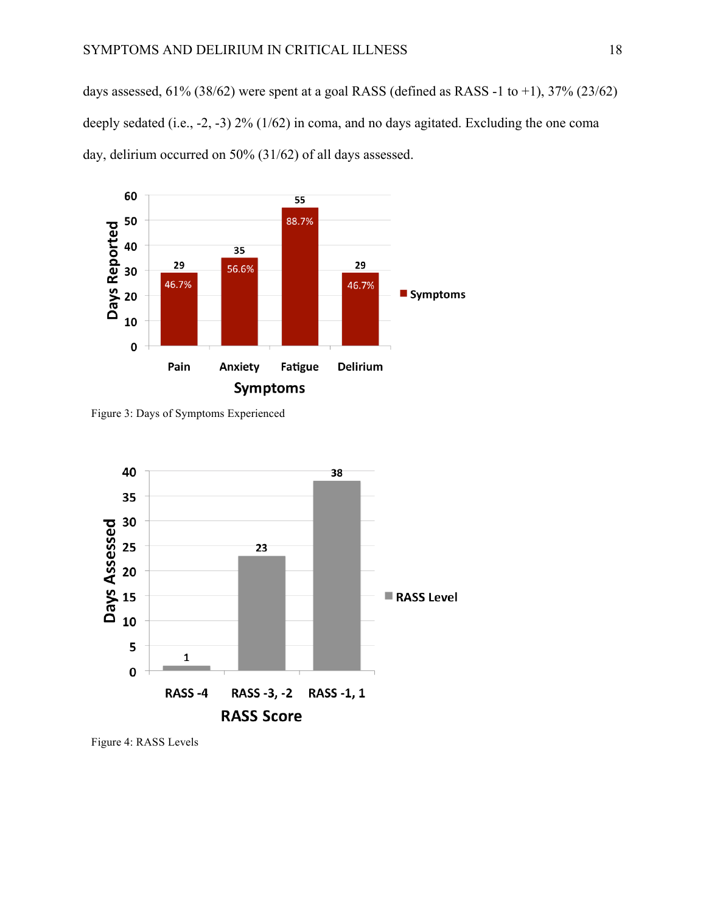days assessed, 61% (38/62) were spent at a goal RASS (defined as RASS -1 to +1), 37% (23/62) deeply sedated (i.e., -2, -3) 2% (1/62) in coma, and no days agitated. Excluding the one coma day, delirium occurred on 50% (31/62) of all days assessed.

Figure 3: Days of Symptoms Experienced

Figure 4: RASS Levels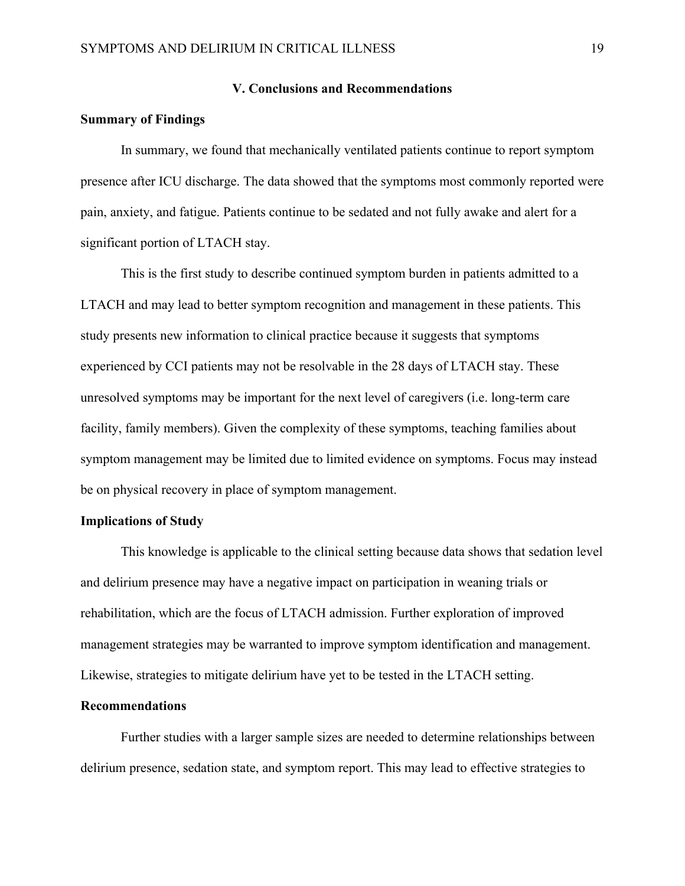## V. Conclusions and Recommendations

### Summary of Findings

In summary, we found that mechanically ventilated patients continue to report symptom presence after ICU discharge. The data showed that the symptoms most commonly reported were pain, anxiety, and fatigue. Patients continue to be sedated and not fully awake and alert for a significant portion of LTACH stay.

This is the first study to describe continued symptom burden in patients admitted to a LTACH and may lead to better symptom recognition and management in these patients. This study presents new information to clinical practice because it suggests that symptoms experienced by CCI patients may not be resolvable in the 28 days of LTACH stay. These unresolved symptoms may be important for the next level of caregivers (i.e. long-term care facility, family members). Given the complexity of these symptoms, teaching families about symptom management may be limited due to limited evidence on symptoms. Focus may instead be on physical recovery in place of symptom management.

### Implications of Study

This knowledge is applicable to the clinical setting because data shows that sedation level and delirium presence may have a negative impact on participation in weaning trials or rehabilitation, which are the focus of LTACH admission. Further exploration of improved management strategies may be warranted to improve symptom identification and management. Likewise, strategies to mitigate delirium have yet to be tested in the LTACH setting.

### Recommendations

Further studies with a larger sample sizes are needed to determine relationships between delirium presence, sedation state, and symptom report. This may lead to effective strategies to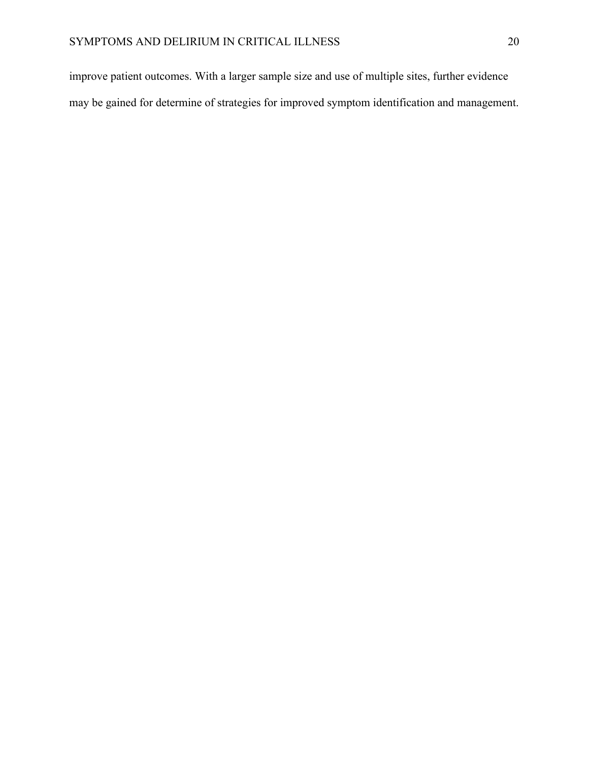improve patient outcomes. With a larger sample size and use of multiple sites, further evidence may be gained for determine of strategies for improved symptom identification and management.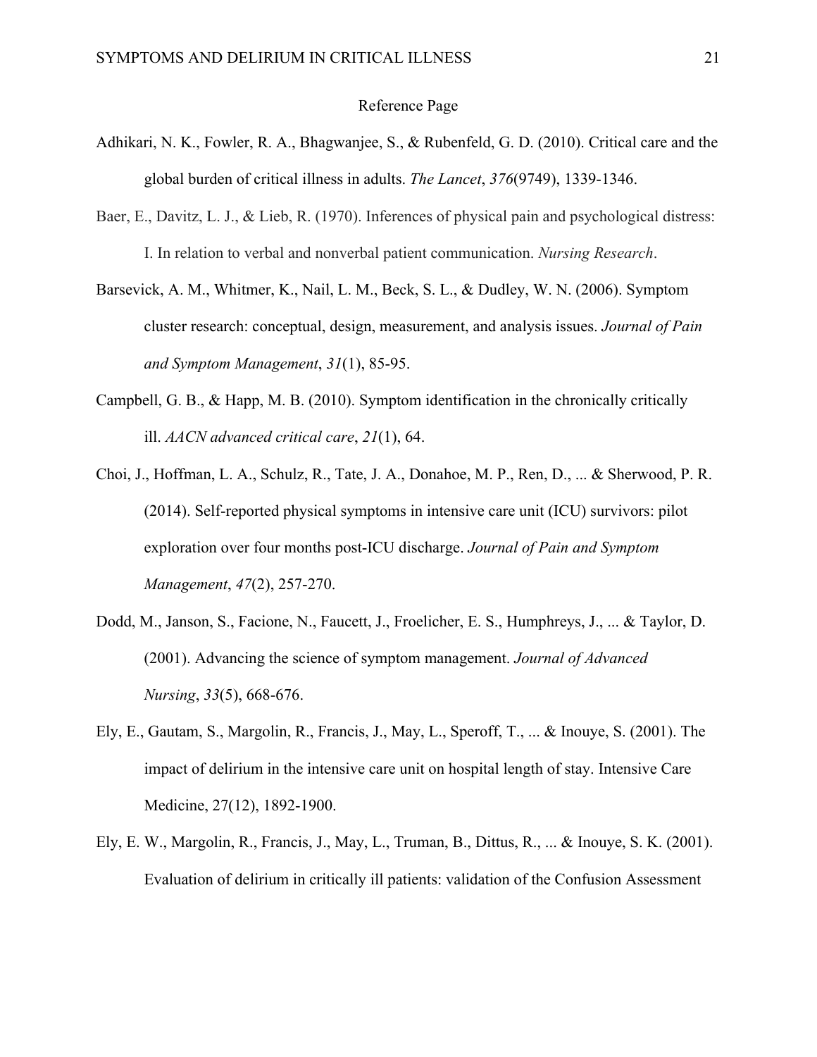Reference Page

Adhikari, N. K., Fowler, R. A., Bhagwanjee, S., & Rubenfeld, G. D. (2010). Critical care and the global burden of critical illness in adults. *The Lancet*, *376*(9749), 1339-1346.

Baer, E., Davitz, L. J., & Lieb, R. (1970). Inferences of physical pain and psychological distress: I. In relation to verbal and nonverbal patient communication. *Nursing Research*.

Barsevick, A. M., Whitmer, K., Nail, L. M., Beck, S. L., & Dudley, W. N. (2006). Symptom cluster research: conceptual, design, measurement, and analysis issues. *Journal of Pain and Symptom Management*, *31*(1), 85-95.

Campbell, G. B., & Happ, M. B. (2010). Symptom identification in the chronically critically ill. *AACN advanced critical care*, *21*(1), 64.

Choi, J., Hoffman, L. A., Schulz, R., Tate, J. A., Donahoe, M. P., Ren, D., ... & Sherwood, P. R. (2014). Self-reported physical symptoms in intensive care unit (ICU) survivors: pilot exploration over four months post-ICU discharge. *Journal of Pain and Symptom Management*, *47*(2), 257-270.

Dodd, M., Janson, S., Facione, N., Faucett, J., Froelicher, E. S., Humphreys, J., ... & Taylor, D. (2001). Advancing the science of symptom management. *Journal of Advanced Nursing*, *33*(5), 668-676.

Ely, E., Gautam, S., Margolin, R., Francis, J., May, L., Speroff, T., ... & Inouye, S. (2001). The impact of delirium in the intensive care unit on hospital length of stay. Intensive Care Medicine, 27(12), 1892-1900.

Ely, E. W., Margolin, R., Francis, J., May, L., Truman, B., Dittus, R., ... & Inouye, S. K. (2001). Evaluation of delirium in critically ill patients: validation of the Confusion Assessment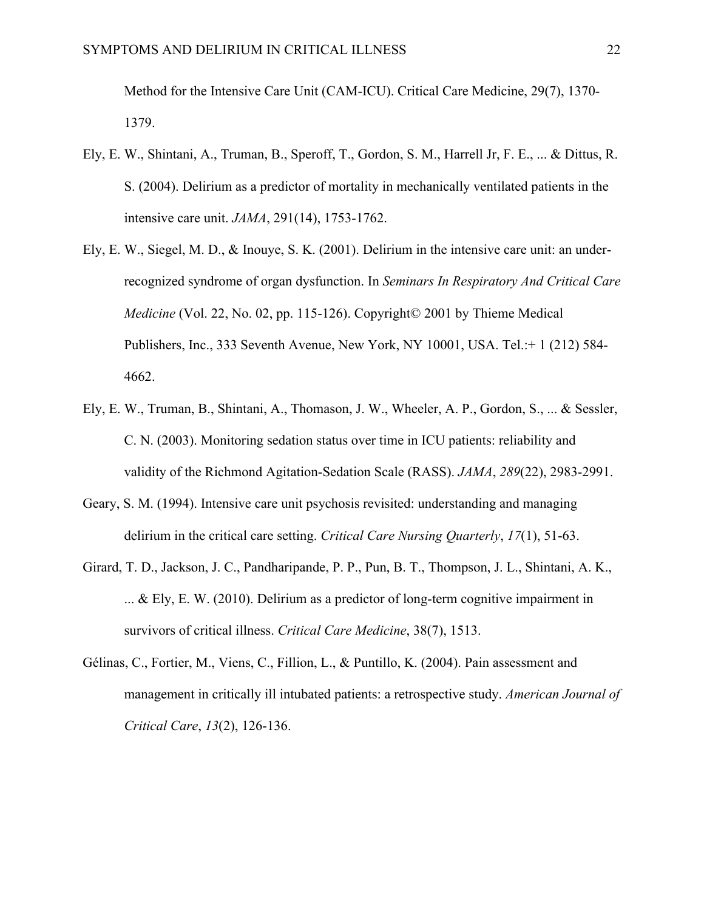Method for the Intensive Care Unit (CAM-ICU). Critical Care Medicine, 29(7), 1370-1379.

Ely, E. W., Shintani, A., Truman, B., Speroff, T., Gordon, S. M., Harrell Jr, F. E., ... & Dittus, R. S. (2004). Delirium as a predictor of mortality in mechanically ventilated patients in the intensive care unit. *JAMA*, 291(14), 1753-1762.

Ely, E. W., Siegel, M. D., & Inouye, S. K. (2001). Delirium in the intensive care unit: an under-recognized syndrome of organ dysfunction. In *Seminars In Respiratory And Critical Care Medicine* (Vol. 22, No. 02, pp. 115-126). Copyright© 2001 by Thieme Medical Publishers, Inc., 333 Seventh Avenue, New York, NY 10001, USA. Tel.:+ 1 (212) 584-4662.

Ely, E. W., Truman, B., Shintani, A., Thomason, J. W., Wheeler, A. P., Gordon, S., ... & Sessler, C. N. (2003). Monitoring sedation status over time in ICU patients: reliability and validity of the Richmond Agitation-Sedation Scale (RASS). *JAMA*, *289*(22), 2983-2991.

Geary, S. M. (1994). Intensive care unit psychosis revisited: understanding and managing delirium in the critical care setting. *Critical Care Nursing Quarterly*, *17*(1), 51-63.

Girard, T. D., Jackson, J. C., Pandharipande, P. P., Pun, B. T., Thompson, J. L., Shintani, A. K., ... & Ely, E. W. (2010). Delirium as a predictor of long-term cognitive impairment in survivors of critical illness. *Critical Care Medicine*, 38(7), 1513.

Gélinas, C., Fortier, M., Viens, C., Fillion, L., & Puntillo, K. (2004). Pain assessment and management in critically ill intubated patients: a retrospective study. *American Journal of Critical Care*, *13*(2), 126-136.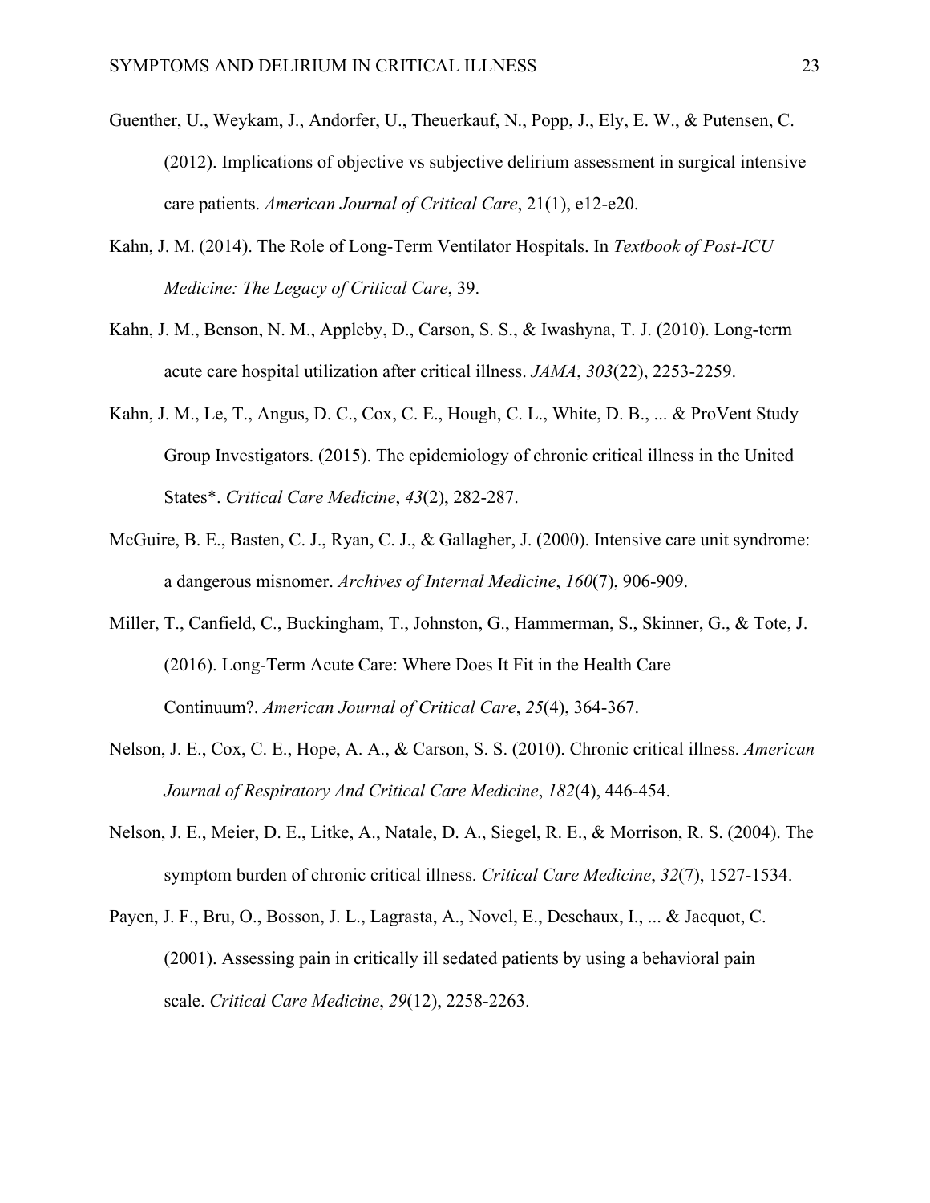Guenther, U., Weykam, J., Andorfer, U., Theuerkauf, N., Popp, J., Ely, E. W., & Putensen, C. (2012). Implications of objective vs subjective delirium assessment in surgical intensive care patients. *American Journal of Critical Care*, 21(1), e12-e20.

Kahn, J. M. (2014). The Role of Long-Term Ventilator Hospitals. In *Textbook of Post-ICU Medicine: The Legacy of Critical Care*, 39.

Kahn, J. M., Benson, N. M., Appleby, D., Carson, S. S., & Iwashyna, T. J. (2010). Long-term acute care hospital utilization after critical illness. *JAMA*, *303*(22), 2253-2259.

Kahn, J. M., Le, T., Angus, D. C., Cox, C. E., Hough, C. L., White, D. B., ... & ProVent Study Group Investigators. (2015). The epidemiology of chronic critical illness in the United States*. *Critical Care Medicine*, *43*(2), 282-287.

McGuire, B. E., Basten, C. J., Ryan, C. J., & Gallagher, J. (2000). Intensive care unit syndrome: a dangerous misnomer. *Archives of Internal Medicine*, *160*(7), 906-909.

Miller, T., Canfield, C., Buckingham, T., Johnston, G., Hammerman, S., Skinner, G., & Tote, J. (2016). Long-Term Acute Care: Where Does It Fit in the Health Care Continuum?. *American Journal of Critical Care*, *25*(4), 364-367.

Nelson, J. E., Cox, C. E., Hope, A. A., & Carson, S. S. (2010). Chronic critical illness. *American Journal of Respiratory And Critical Care Medicine*, *182*(4), 446-454.

Nelson, J. E., Meier, D. E., Litke, A., Natale, D. A., Siegel, R. E., & Morrison, R. S. (2004). The symptom burden of chronic critical illness. *Critical Care Medicine*, *32*(7), 1527-1534.

Payen, J. F., Bru, O., Bosson, J. L., Lagrasta, A., Novel, E., Deschaux, I., ... & Jacquot, C. (2001). Assessing pain in critically ill sedated patients by using a behavioral pain scale. *Critical Care Medicine*, *29*(12), 2258-2263.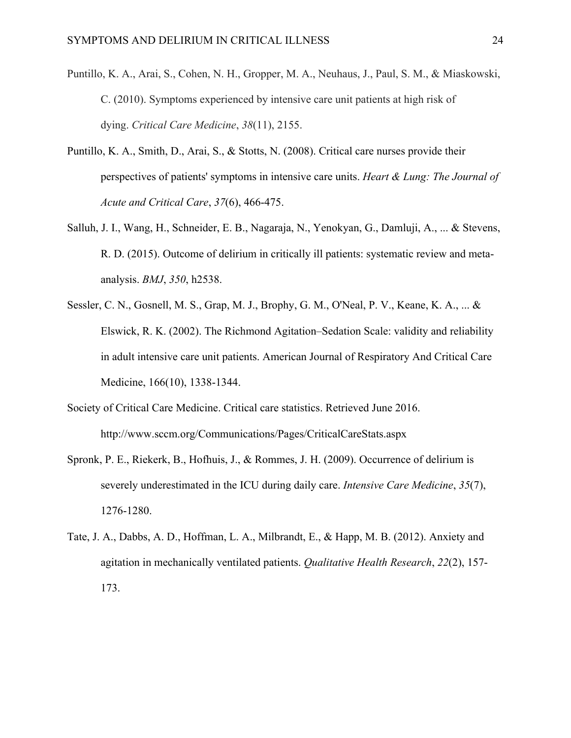Puntillo, K. A., Arai, S., Cohen, N. H., Gropper, M. A., Neuhaus, J., Paul, S. M., & Miaskowski, C. (2010). Symptoms experienced by intensive care unit patients at high risk of dying. *Critical Care Medicine*, *38*(11), 2155.

Puntillo, K. A., Smith, D., Arai, S., & Stotts, N. (2008). Critical care nurses provide their perspectives of patients' symptoms in intensive care units. *Heart & Lung: The Journal of Acute and Critical Care*, *37*(6), 466-475.

Salluh, J. I., Wang, H., Schneider, E. B., Nagaraja, N., Yenokyan, G., Damluji, A., ... & Stevens, R. D. (2015). Outcome of delirium in critically ill patients: systematic review and meta-analysis. *BMJ*, *350*, h2538.

Sessler, C. N., Gosnell, M. S., Grap, M. J., Brophy, G. M., O'Neal, P. V., Keane, K. A., ... & Elswick, R. K. (2002). The Richmond Agitation–Sedation Scale: validity and reliability in adult intensive care unit patients. American Journal of Respiratory And Critical Care Medicine, 166(10), 1338-1344.

Society of Critical Care Medicine. Critical care statistics. Retrieved June 2016. http://www.sccm.org/Communications/Pages/CriticalCareStats.aspx

Spronk, P. E., Riekerk, B., Hofhuis, J., & Rommes, J. H. (2009). Occurrence of delirium is severely underestimated in the ICU during daily care. *Intensive Care Medicine*, *35*(7), 1276-1280.

Tate, J. A., Dabbs, A. D., Hoffman, L. A., Milbrandt, E., & Happ, M. B. (2012). Anxiety and agitation in mechanically ventilated patients. *Qualitative Health Research*, *22*(2), 157-173.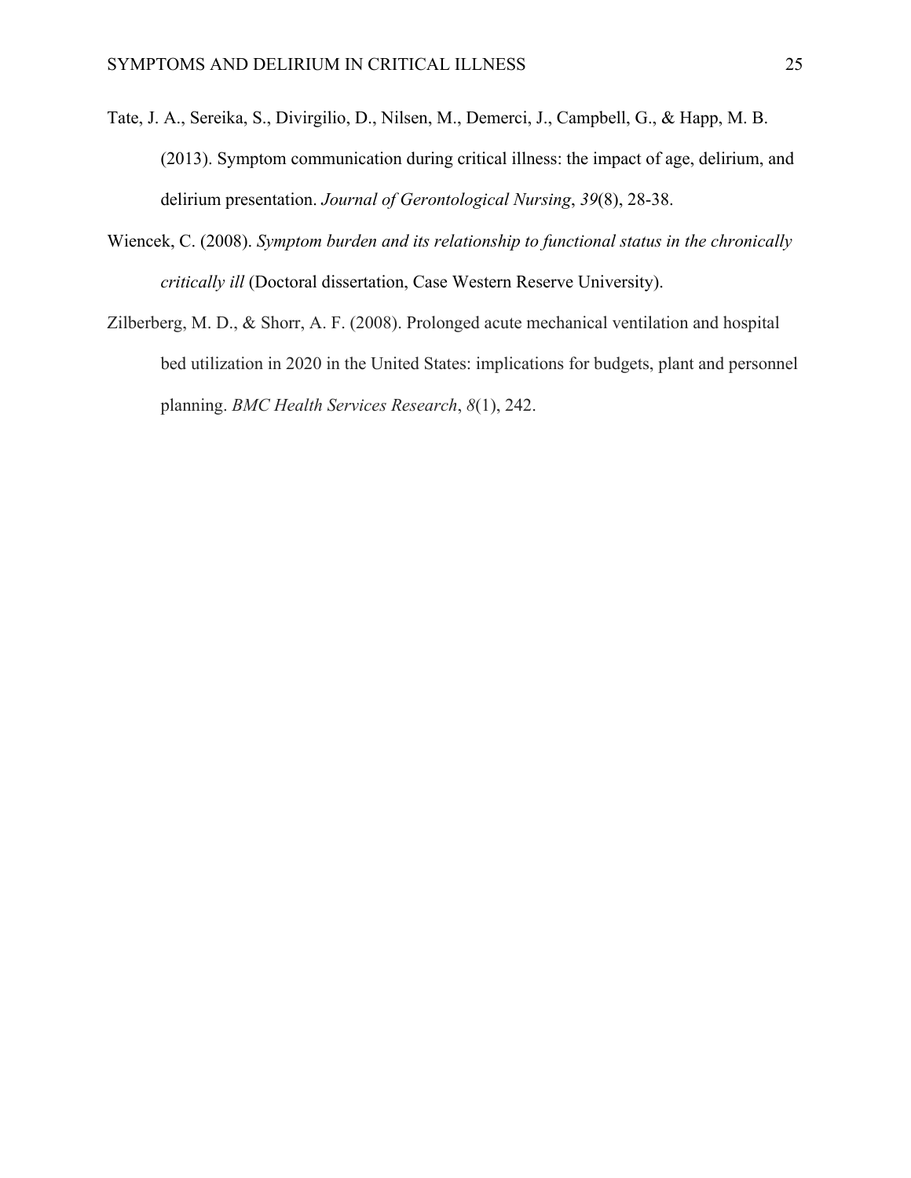Tate, J. A., Sereika, S., Divirgilio, D., Nilsen, M., Demerci, J., Campbell, G., & Happ, M. B. (2013). Symptom communication during critical illness: the impact of age, delirium, and delirium presentation. *Journal of Gerontological Nursing*, *39*(8), 28-38.

Wiencek, C. (2008). *Symptom burden and its relationship to functional status in the chronically critically ill* (Doctoral dissertation, Case Western Reserve University).

Zilberberg, M. D., & Shorr, A. F. (2008). Prolonged acute mechanical ventilation and hospital bed utilization in 2020 in the United States: implications for budgets, plant and personnel planning. *BMC Health Services Research*, *8*(1), 242.